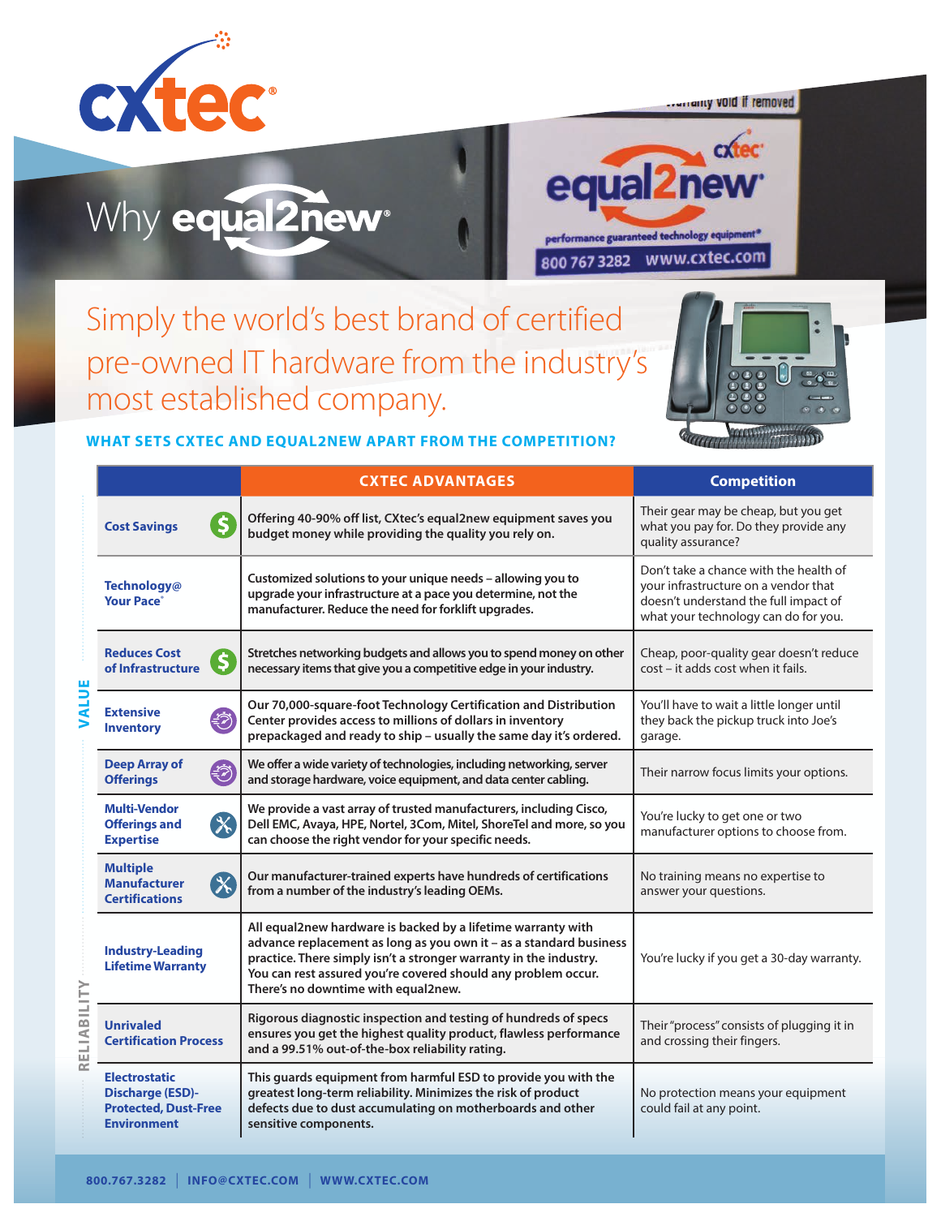# Why equal2new®

## Simply the world's best brand of certified pre-owned IT hardware from the industry's most established company.

### WHAT SETS CXTEC AND EQUAL2NEW APART FROM THE COMPETITION?

| | | CXTEC ADVANTAGES | Competition |
|---|---|---|---|
| VALUE | **Cost Savings** | Offering 40-90% off list, CXtec's equal2new equipment saves you budget money while providing the quality you rely on. | Their gear may be cheap, but you get what you pay for. Do they provide any quality assurance? |
| VALUE | **Technology@ Your Pace®** | Customized solutions to your unique needs – allowing you to upgrade your infrastructure at a pace you determine, not the manufacturer. Reduce the need for forklift upgrades. | Don't take a chance with the health of your infrastructure on a vendor that doesn't understand the full impact of what your technology can do for you. |
| VALUE | **Reduces Cost of Infrastructure** | Stretches networking budgets and allows you to spend money on other necessary items that give you a competitive edge in your industry. | Cheap, poor-quality gear doesn't reduce cost – it adds cost when it fails. |
| VALUE | **Extensive Inventory** | Our 70,000-square-foot Technology Certification and Distribution Center provides access to millions of dollars in inventory prepackaged and ready to ship – usually the same day it's ordered. | You'll have to wait a little longer until they back the pickup truck into Joe's garage. |
| VALUE | **Deep Array of Offerings** | We offer a wide variety of technologies, including networking, server and storage hardware, voice equipment, and data center cabling. | Their narrow focus limits your options. |
| VALUE | **Multi-Vendor Offerings and Expertise** | We provide a vast array of trusted manufacturers, including Cisco, Dell EMC, Avaya, HPE, Nortel, 3Com, Mitel, ShoreTel and more, so you can choose the right vendor for your specific needs. | You're lucky to get one or two manufacturer options to choose from. |
| VALUE | **Multiple Manufacturer Certifications** | Our manufacturer-trained experts have hundreds of certifications from a number of the industry's leading OEMs. | No training means no expertise to answer your questions. |
| RELIABILITY | **Industry-Leading Lifetime Warranty** | All equal2new hardware is backed by a lifetime warranty with advance replacement as long as you own it – as a standard business practice. There simply isn't a stronger warranty in the industry. You can rest assured you're covered should any problem occur. There's no downtime with equal2new. | You're lucky if you get a 30-day warranty. |
| RELIABILITY | **Unrivaled Certification Process** | Rigorous diagnostic inspection and testing of hundreds of specs ensures you get the highest quality product, flawless performance and a 99.51% out-of-the-box reliability rating. | Their "process" consists of plugging it in and crossing their fingers. |
| RELIABILITY | **Electrostatic Discharge (ESD)-Protected, Dust-Free Environment** | This guards equipment from harmful ESD to provide you with the greatest long-term reliability. Minimizes the risk of product defects due to dust accumulating on motherboards and other sensitive components. | No protection means your equipment could fail at any point. |

800.767.3282 | INFO@CXTEC.COM | WWW.CXTEC.COM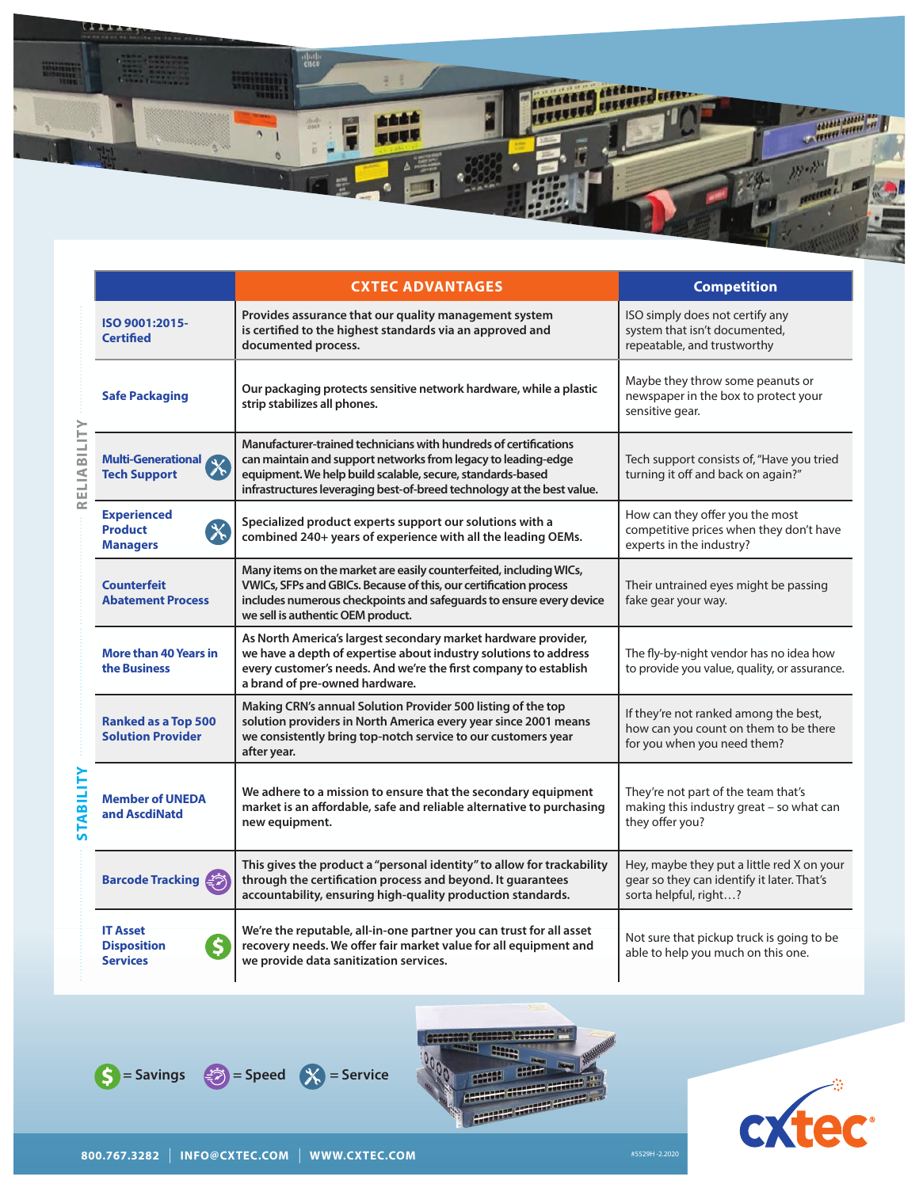| | CXTEC ADVANTAGES | Competition |
|---|---|---|
| **ISO 9001:2015-Certified** | Provides assurance that our quality management system is certified to the highest standards via an approved and documented process. | ISO simply does not certify any system that isn't documented, repeatable, and trustworthy |
| **Safe Packaging** | Our packaging protects sensitive network hardware, while a plastic strip stabilizes all phones. | Maybe they throw some peanuts or newspaper in the box to protect your sensitive gear. |
| **Multi-Generational Tech Support** (Service) | Manufacturer-trained technicians with hundreds of certifications can maintain and support networks from legacy to leading-edge equipment. We help build scalable, secure, standards-based infrastructures leveraging best-of-breed technology at the best value. | Tech support consists of, "Have you tried turning it off and back on again?" |
| **Experienced Product Managers** (Service) | Specialized product experts support our solutions with a combined 240+ years of experience with all the leading OEMs. | How can they offer you the most competitive prices when they don't have experts in the industry? |
| **Counterfeit Abatement Process** | Many items on the market are easily counterfeited, including WICs, VWICs, SFPs and GBICs. Because of this, our certification process includes numerous checkpoints and safeguards to ensure every device we sell is authentic OEM product. | Their untrained eyes might be passing fake gear your way. |
| **More than 40 Years in the Business** | As North America's largest secondary market hardware provider, we have a depth of expertise about industry solutions to address every customer's needs. And we're the first company to establish a brand of pre-owned hardware. | The fly-by-night vendor has no idea how to provide you value, quality, or assurance. |
| **Ranked as a Top 500 Solution Provider** | Making CRN's annual Solution Provider 500 listing of the top solution providers in North America every year since 2001 means we consistently bring top-notch service to our customers year after year. | If they're not ranked among the best, how can you count on them to be there for you when you need them? |
| **Member of UNEDA and AscdiNatd** | We adhere to a mission to ensure that the secondary equipment market is an affordable, safe and reliable alternative to purchasing new equipment. | They're not part of the team that's making this industry great – so what can they offer you? |
| **Barcode Tracking** (Speed) | This gives the product a "personal identity" to allow for trackability through the certification process and beyond. It guarantees accountability, ensuring high-quality production standards. | Hey, maybe they put a little red X on your gear so they can identify it later. That's sorta helpful, right…? |
| **IT Asset Disposition Services** (Savings) | We're the reputable, all-in-one partner you can trust for all asset recovery needs. We offer fair market value for all equipment and we provide data sanitization services. | Not sure that pickup truck is going to be able to help you much on this one. |

RELIABILITY

STABILITY

$ = Savings   = Speed   = Service

cxtec

800.767.3282 | INFO@CXTEC.COM | WWW.CXTEC.COM

#5529H -2.2020